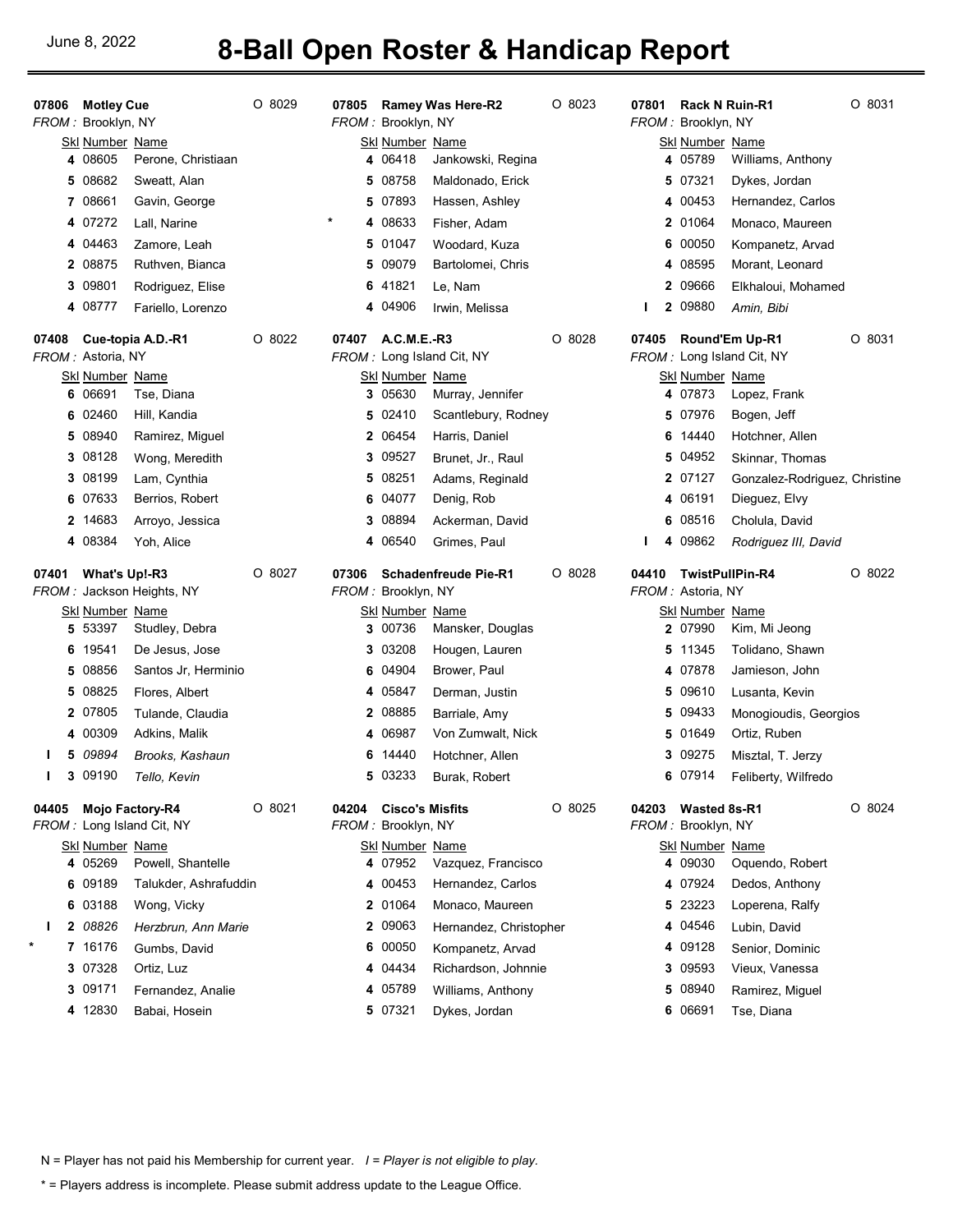June 8, 2022

# 8-Ball Open Roster & Handicap Report

## 07806 Motley Cue — O 8029
*FROM :* Brooklyn, NY

| | Skl | Number | Name |
|---|---|---|---|
| | 4 | 08605 | Perone, Christiaan |
| | 5 | 08682 | Sweatt, Alan |
| | 7 | 08661 | Gavin, George |
| | 4 | 07272 | Lall, Narine |
| | 4 | 04463 | Zamore, Leah |
| | 2 | 08875 | Ruthven, Bianca |
| | 3 | 09801 | Rodriguez, Elise |
| | 4 | 08777 | Fariello, Lorenzo |

## 07805 Ramey Was Here-R2 — O 8023
*FROM :* Brooklyn, NY

| | Skl | Number | Name |
|---|---|---|---|
| | 4 | 06418 | Jankowski, Regina |
| | 5 | 08758 | Maldonado, Erick |
| | 5 | 07893 | Hassen, Ashley |
| * | 4 | 08633 | Fisher, Adam |
| | 5 | 01047 | Woodard, Kuza |
| | 5 | 09079 | Bartolomei, Chris |
| | 6 | 41821 | Le, Nam |
| | 4 | 04906 | Irwin, Melissa |

## 07801 Rack N Ruin-R1 — O 8031
*FROM :* Brooklyn, NY

| | Skl | Number | Name |
|---|---|---|---|
| | 4 | 05789 | Williams, Anthony |
| | 5 | 07321 | Dykes, Jordan |
| | 4 | 00453 | Hernandez, Carlos |
| | 2 | 01064 | Monaco, Maureen |
| | 6 | 00050 | Kompanetz, Arvad |
| | 4 | 08595 | Morant, Leonard |
| | 2 | 09666 | Elkhaloui, Mohamed |
| I | 2 | 09880 | *Amin, Bibi* |

## 07408 Cue-topia A.D.-R1 — O 8022
*FROM :* Astoria, NY

| | Skl | Number | Name |
|---|---|---|---|
| | 6 | 06691 | Tse, Diana |
| | 6 | 02460 | Hill, Kandia |
| | 5 | 08940 | Ramirez, Miguel |
| | 3 | 08128 | Wong, Meredith |
| | 3 | 08199 | Lam, Cynthia |
| | 6 | 07633 | Berrios, Robert |
| | 2 | 14683 | Arroyo, Jessica |
| | 4 | 08384 | Yoh, Alice |

## 07407 A.C.M.E.-R3 — O 8028
*FROM :* Long Island Cit, NY

| | Skl | Number | Name |
|---|---|---|---|
| | 3 | 05630 | Murray, Jennifer |
| | 5 | 02410 | Scantlebury, Rodney |
| | 2 | 06454 | Harris, Daniel |
| | 3 | 09527 | Brunet, Jr., Raul |
| | 5 | 08251 | Adams, Reginald |
| | 6 | 04077 | Denig, Rob |
| | 3 | 08894 | Ackerman, David |
| | 4 | 06540 | Grimes, Paul |

## 07405 Round'Em Up-R1 — O 8031
*FROM :* Long Island Cit, NY

| | Skl | Number | Name |
|---|---|---|---|
| | 4 | 07873 | Lopez, Frank |
| | 5 | 07976 | Bogen, Jeff |
| | 6 | 14440 | Hotchner, Allen |
| | 5 | 04952 | Skinnar, Thomas |
| | 2 | 07127 | Gonzalez-Rodriguez, Christine |
| | 4 | 06191 | Dieguez, Elvy |
| | 6 | 08516 | Cholula, David |
| I | 4 | 09862 | *Rodriguez III, David* |

## 07401 What's Up!-R3 — O 8027
*FROM :* Jackson Heights, NY

| | Skl | Number | Name |
|---|---|---|---|
| | 5 | 53397 | Studley, Debra |
| | 6 | 19541 | De Jesus, Jose |
| | 5 | 08856 | Santos Jr, Herminio |
| | 5 | 08825 | Flores, Albert |
| | 2 | 07805 | Tulande, Claudia |
| | 4 | 00309 | Adkins, Malik |
| I | 5 | *09894* | *Brooks, Kashaun* |
| I | 3 | 09190 | *Tello, Kevin* |

## 07306 Schadenfreude Pie-R1 — O 8028
*FROM :* Brooklyn, NY

| | Skl | Number | Name |
|---|---|---|---|
| | 3 | 00736 | Mansker, Douglas |
| | 3 | 03208 | Hougen, Lauren |
| | 6 | 04904 | Brower, Paul |
| | 4 | 05847 | Derman, Justin |
| | 2 | 08885 | Barriale, Amy |
| | 4 | 06987 | Von Zumwalt, Nick |
| | 6 | 14440 | Hotchner, Allen |
| | 5 | 03233 | Burak, Robert |

## 04410 TwistPullPin-R4 — O 8022
*FROM :* Astoria, NY

| | Skl | Number | Name |
|---|---|---|---|
| | 2 | 07990 | Kim, Mi Jeong |
| | 5 | 11345 | Tolidano, Shawn |
| | 4 | 07878 | Jamieson, John |
| | 5 | 09610 | Lusanta, Kevin |
| | 5 | 09433 | Monogioudis, Georgios |
| | 5 | 01649 | Ortiz, Ruben |
| | 3 | 09275 | Misztal, T. Jerzy |
| | 6 | 07914 | Feliberty, Wilfredo |

## 04405 Mojo Factory-R4 — O 8021
*FROM :* Long Island Cit, NY

| | Skl | Number | Name |
|---|---|---|---|
| | 4 | 05269 | Powell, Shantelle |
| | 6 | 09189 | Talukder, Ashrafuddin |
| | 6 | 03188 | Wong, Vicky |
| I | 2 | *08826* | *Herzbrun, Ann Marie* |
| * | 7 | 16176 | Gumbs, David |
| | 3 | 07328 | Ortiz, Luz |
| | 3 | 09171 | Fernandez, Analie |
| | 4 | 12830 | Babai, Hosein |

## 04204 Cisco's Misfits — O 8025
*FROM :* Brooklyn, NY

| | Skl | Number | Name |
|---|---|---|---|
| | 4 | 07952 | Vazquez, Francisco |
| | 4 | 00453 | Hernandez, Carlos |
| | 2 | 01064 | Monaco, Maureen |
| | 2 | 09063 | Hernandez, Christopher |
| | 6 | 00050 | Kompanetz, Arvad |
| | 4 | 04434 | Richardson, Johnnie |
| | 4 | 05789 | Williams, Anthony |
| | 5 | 07321 | Dykes, Jordan |

## 04203 Wasted 8s-R1 — O 8024
*FROM :* Brooklyn, NY

| | Skl | Number | Name |
|---|---|---|---|
| | 4 | 09030 | Oquendo, Robert |
| | 4 | 07924 | Dedos, Anthony |
| | 5 | 23223 | Loperena, Ralfy |
| | 4 | 04546 | Lubin, David |
| | 4 | 09128 | Senior, Dominic |
| | 3 | 09593 | Vieux, Vanessa |
| | 5 | 08940 | Ramirez, Miguel |
| | 6 | 06691 | Tse, Diana |

N = Player has not paid his Membership for current year. *I = Player is not eligible to play.*

\* = Players address is incomplete. Please submit address update to the League Office.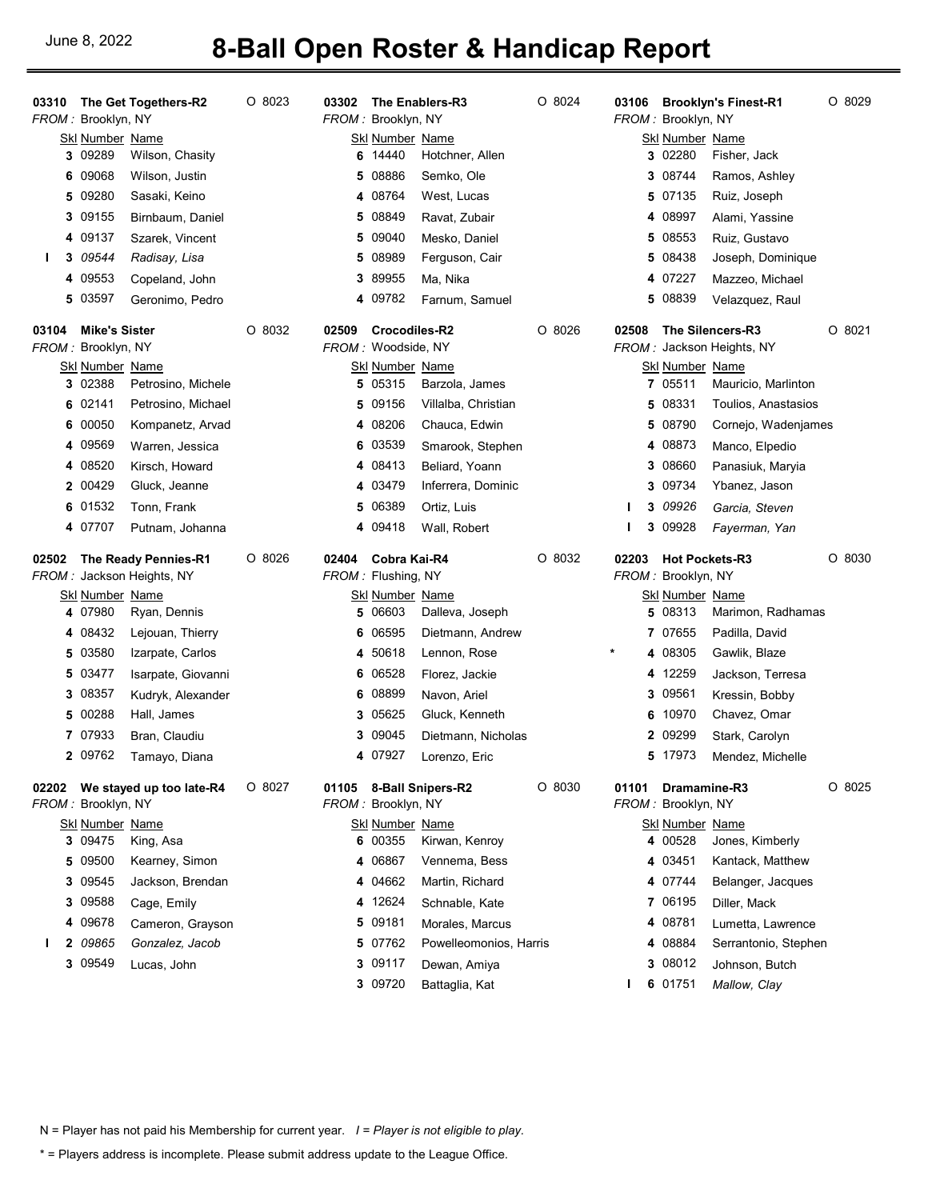June 8, 2022

# 8-Ball Open Roster & Handicap Report

### 03310 The Get Togethers-R2 — O 8023
*FROM :* Brooklyn, NY

| | Skl | Number | Name |
|---|---|---|---|
| | 3 | 09289 | Wilson, Chasity |
| | 6 | 09068 | Wilson, Justin |
| | 5 | 09280 | Sasaki, Keino |
| | 3 | 09155 | Birnbaum, Daniel |
| | 4 | 09137 | Szarek, Vincent |
| I | 3 | *09544* | *Radisay, Lisa* |
| | 4 | 09553 | Copeland, John |
| | 5 | 03597 | Geronimo, Pedro |

### 03302 The Enablers-R3 — O 8024
*FROM :* Brooklyn, NY

| | Skl | Number | Name |
|---|---|---|---|
| | 6 | 14440 | Hotchner, Allen |
| | 5 | 08886 | Semko, Ole |
| | 4 | 08764 | West, Lucas |
| | 5 | 08849 | Ravat, Zubair |
| | 5 | 09040 | Mesko, Daniel |
| | 5 | 08989 | Ferguson, Cair |
| | 3 | 89955 | Ma, Nika |
| | 4 | 09782 | Farnum, Samuel |

### 03106 Brooklyn's Finest-R1 — O 8029
*FROM :* Brooklyn, NY

| | Skl | Number | Name |
|---|---|---|---|
| | 3 | 02280 | Fisher, Jack |
| | 3 | 08744 | Ramos, Ashley |
| | 5 | 07135 | Ruiz, Joseph |
| | 4 | 08997 | Alami, Yassine |
| | 5 | 08553 | Ruiz, Gustavo |
| | 5 | 08438 | Joseph, Dominique |
| | 4 | 07227 | Mazzeo, Michael |
| | 5 | 08839 | Velazquez, Raul |

### 03104 Mike's Sister — O 8032
*FROM :* Brooklyn, NY

| | Skl | Number | Name |
|---|---|---|---|
| | 3 | 02388 | Petrosino, Michele |
| | 6 | 02141 | Petrosino, Michael |
| | 6 | 00050 | Kompanetz, Arvad |
| | 4 | 09569 | Warren, Jessica |
| | 4 | 08520 | Kirsch, Howard |
| | 2 | 00429 | Gluck, Jeanne |
| | 6 | 01532 | Tonn, Frank |
| | 4 | 07707 | Putnam, Johanna |

### 02509 Crocodiles-R2 — O 8026
*FROM :* Woodside, NY

| | Skl | Number | Name |
|---|---|---|---|
| | 5 | 05315 | Barzola, James |
| | 5 | 09156 | Villalba, Christian |
| | 4 | 08206 | Chauca, Edwin |
| | 6 | 03539 | Smarook, Stephen |
| | 4 | 08413 | Beliard, Yoann |
| | 4 | 03479 | Inferrera, Dominic |
| | 5 | 06389 | Ortiz, Luis |
| | 4 | 09418 | Wall, Robert |

### 02508 The Silencers-R3 — O 8021
*FROM :* Jackson Heights, NY

| | Skl | Number | Name |
|---|---|---|---|
| | 7 | 05511 | Mauricio, Marlinton |
| | 5 | 08331 | Toulios, Anastasios |
| | 5 | 08790 | Cornejo, Wadenjames |
| | 4 | 08873 | Manco, Elpedio |
| | 3 | 08660 | Panasiuk, Maryia |
| | 3 | 09734 | Ybanez, Jason |
| I | 3 | *09926* | *Garcia, Steven* |
| I | 3 | 09928 | *Fayerman, Yan* |

### 02502 The Ready Pennies-R1 — O 8026
*FROM :* Jackson Heights, NY

| | Skl | Number | Name |
|---|---|---|---|
| | 4 | 07980 | Ryan, Dennis |
| | 4 | 08432 | Lejouan, Thierry |
| | 5 | 03580 | Izarpate, Carlos |
| | 5 | 03477 | Isarpate, Giovanni |
| | 3 | 08357 | Kudryk, Alexander |
| | 5 | 00288 | Hall, James |
| | 7 | 07933 | Bran, Claudiu |
| | 2 | 09762 | Tamayo, Diana |

### 02404 Cobra Kai-R4 — O 8032
*FROM :* Flushing, NY

| | Skl | Number | Name |
|---|---|---|---|
| | 5 | 06603 | Dalleva, Joseph |
| | 6 | 06595 | Dietmann, Andrew |
| | 4 | 50618 | Lennon, Rose |
| | 6 | 06528 | Florez, Jackie |
| | 6 | 08899 | Navon, Ariel |
| | 3 | 05625 | Gluck, Kenneth |
| | 3 | 09045 | Dietmann, Nicholas |
| | 4 | 07927 | Lorenzo, Eric |

### 02203 Hot Pockets-R3 — O 8030
*FROM :* Brooklyn, NY

| | Skl | Number | Name |
|---|---|---|---|
| | 5 | 08313 | Marimon, Radhamas |
| | 7 | 07655 | Padilla, David |
| * | 4 | 08305 | Gawlik, Blaze |
| | 4 | 12259 | Jackson, Terresa |
| | 3 | 09561 | Kressin, Bobby |
| | 6 | 10970 | Chavez, Omar |
| | 2 | 09299 | Stark, Carolyn |
| | 5 | 17973 | Mendez, Michelle |

### 02202 We stayed up too late-R4 — O 8027
*FROM :* Brooklyn, NY

| | Skl | Number | Name |
|---|---|---|---|
| | 3 | 09475 | King, Asa |
| | 5 | 09500 | Kearney, Simon |
| | 3 | 09545 | Jackson, Brendan |
| | 3 | 09588 | Cage, Emily |
| | 4 | 09678 | Cameron, Grayson |
| I | 2 | *09865* | *Gonzalez, Jacob* |
| | 3 | 09549 | Lucas, John |

### 01105 8-Ball Snipers-R2 — O 8030
*FROM :* Brooklyn, NY

| | Skl | Number | Name |
|---|---|---|---|
| | 6 | 00355 | Kirwan, Kenroy |
| | 4 | 06867 | Vennema, Bess |
| | 4 | 04662 | Martin, Richard |
| | 4 | 12624 | Schnable, Kate |
| | 5 | 09181 | Morales, Marcus |
| | 5 | 07762 | Powelleomonios, Harris |
| | 3 | 09117 | Dewan, Amiya |
| | 3 | 09720 | Battaglia, Kat |

### 01101 Dramamine-R3 — O 8025
*FROM :* Brooklyn, NY

| | Skl | Number | Name |
|---|---|---|---|
| | 4 | 00528 | Jones, Kimberly |
| | 4 | 03451 | Kantack, Matthew |
| | 4 | 07744 | Belanger, Jacques |
| | 7 | 06195 | Diller, Mack |
| | 4 | 08781 | Lumetta, Lawrence |
| | 4 | 08884 | Serrantonio, Stephen |
| | 3 | 08012 | Johnson, Butch |
| I | 6 | 01751 | *Mallow, Clay* |

N = Player has not paid his Membership for current year. *I = Player is not eligible to play.*

* = Players address is incomplete. Please submit address update to the League Office.